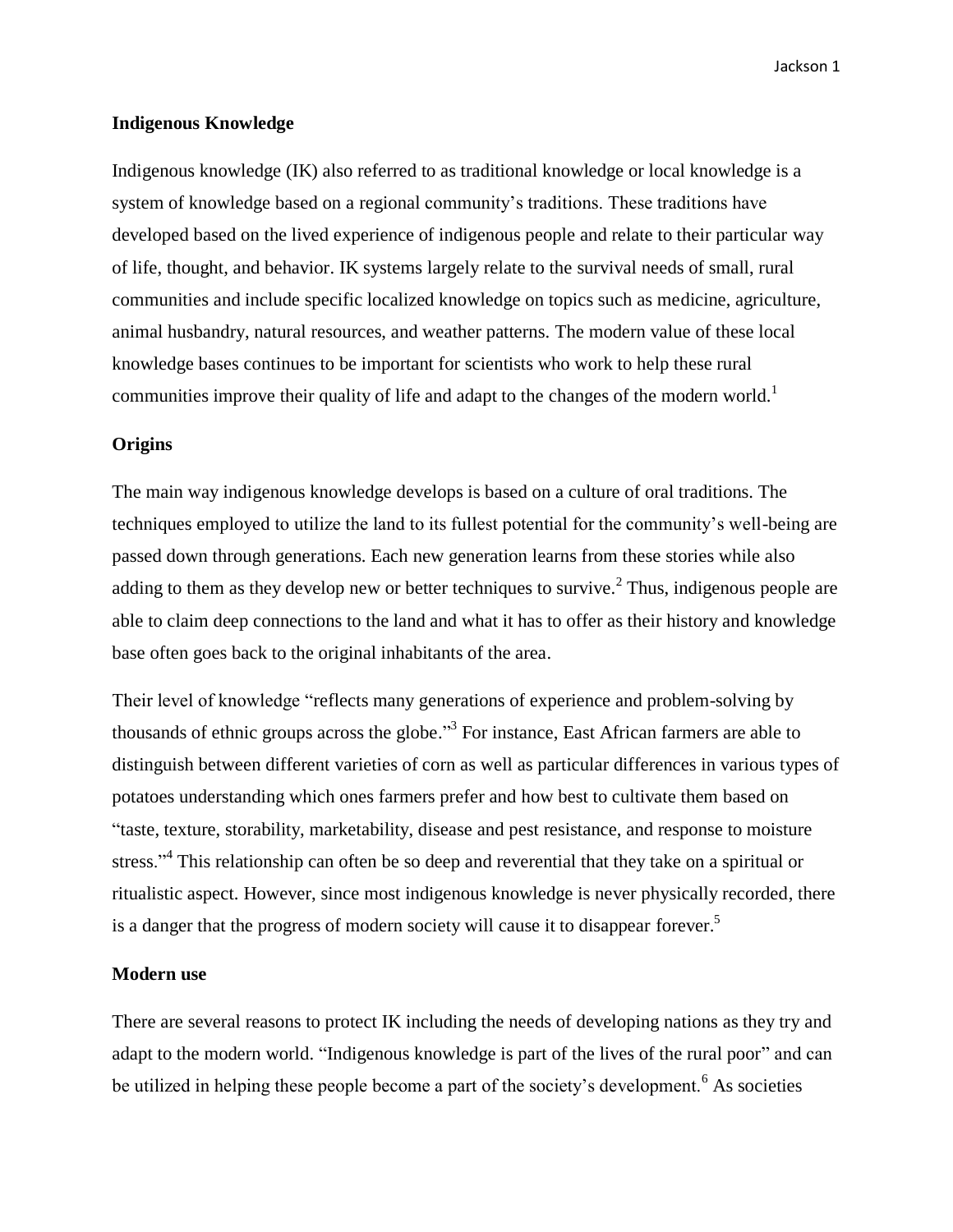## Indigenous Knowledge

Indigenous knowledge (IK) also referred to as traditional knowledge or local knowledge is a system of knowledge based on a regional community's traditions. These traditions have developed based on the lived experience of indigenous people and relate to their particular way of life, thought, and behavior. IK systems largely relate to the survival needs of small, rural communities and include specific localized knowledge on topics such as medicine, agriculture, animal husbandry, natural resources, and weather patterns. The modern value of these local knowledge bases continues to be important for scientists who work to help these rural communities improve their quality of life and adapt to the changes of the modern world.[1]

## Origins

The main way indigenous knowledge develops is based on a culture of oral traditions. The techniques employed to utilize the land to its fullest potential for the community's well-being are passed down through generations. Each new generation learns from these stories while also adding to them as they develop new or better techniques to survive.[2] Thus, indigenous people are able to claim deep connections to the land and what it has to offer as their history and knowledge base often goes back to the original inhabitants of the area.

Their level of knowledge "reflects many generations of experience and problem-solving by thousands of ethnic groups across the globe."[3] For instance, East African farmers are able to distinguish between different varieties of corn as well as particular differences in various types of potatoes understanding which ones farmers prefer and how best to cultivate them based on "taste, texture, storability, marketability, disease and pest resistance, and response to moisture stress."[4] This relationship can often be so deep and reverential that they take on a spiritual or ritualistic aspect. However, since most indigenous knowledge is never physically recorded, there is a danger that the progress of modern society will cause it to disappear forever.[5]

## Modern use

There are several reasons to protect IK including the needs of developing nations as they try and adapt to the modern world. "Indigenous knowledge is part of the lives of the rural poor" and can be utilized in helping these people become a part of the society's development.[6] As societies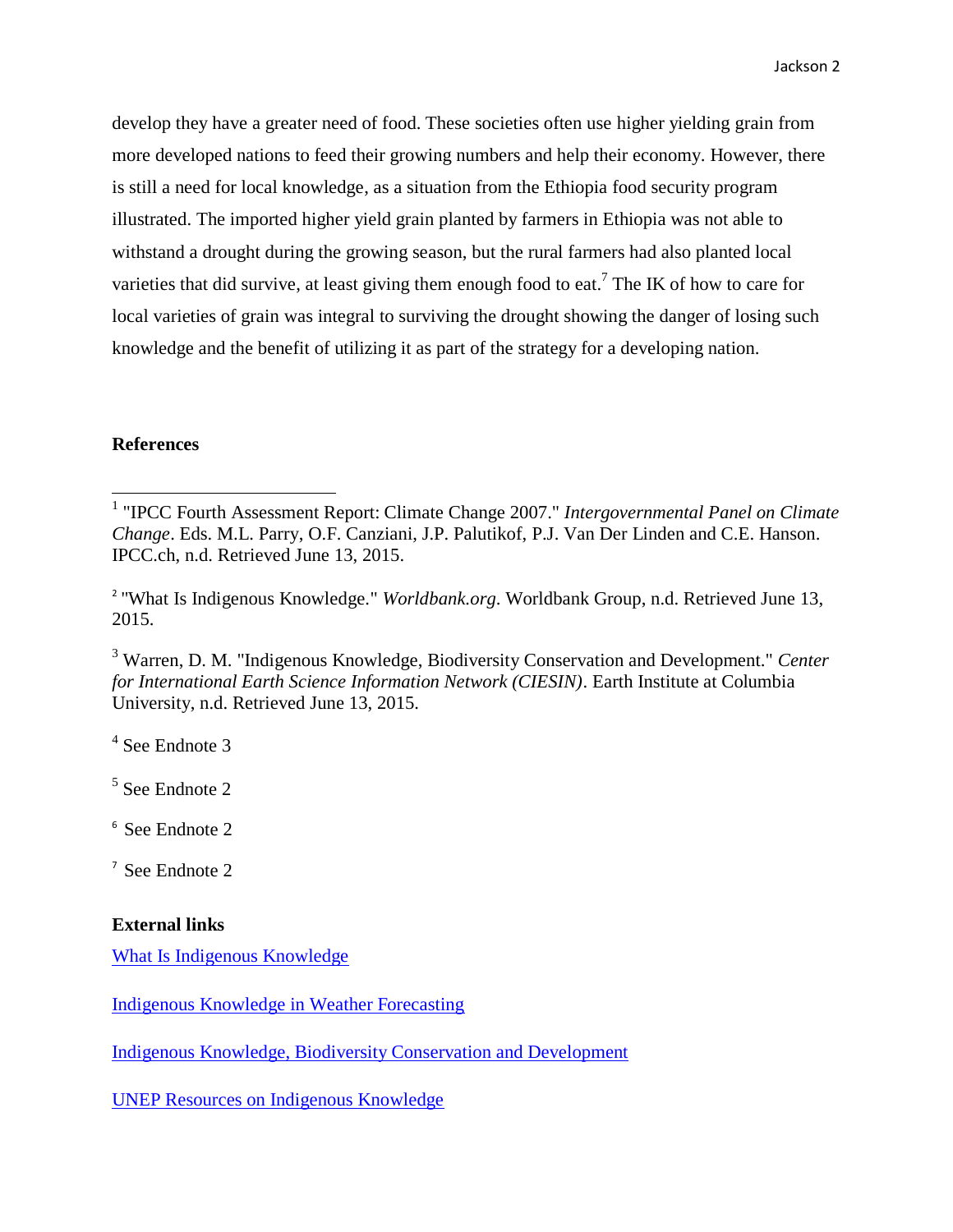develop they have a greater need of food. These societies often use higher yielding grain from more developed nations to feed their growing numbers and help their economy. However, there is still a need for local knowledge, as a situation from the Ethiopia food security program illustrated. The imported higher yield grain planted by farmers in Ethiopia was not able to withstand a drought during the growing season, but the rural farmers had also planted local varieties that did survive, at least giving them enough food to eat.[7] The IK of how to care for local varieties of grain was integral to surviving the drought showing the danger of losing such knowledge and the benefit of utilizing it as part of the strategy for a developing nation.

**References**

[1] "IPCC Fourth Assessment Report: Climate Change 2007." *Intergovernmental Panel on Climate Change*. Eds. M.L. Parry, O.F. Canziani, J.P. Palutikof, P.J. Van Der Linden and C.E. Hanson. IPCC.ch, n.d. Retrieved June 13, 2015.

[2] "What Is Indigenous Knowledge." *Worldbank.org*. Worldbank Group, n.d. Retrieved June 13, 2015.

[3] Warren, D. M. "Indigenous Knowledge, Biodiversity Conservation and Development." *Center for International Earth Science Information Network (CIESIN)*. Earth Institute at Columbia University, n.d. Retrieved June 13, 2015.

[4] See Endnote 3

[5] See Endnote 2

[6] See Endnote 2

[7] See Endnote 2

**External links**

What Is Indigenous Knowledge

Indigenous Knowledge in Weather Forecasting

Indigenous Knowledge, Biodiversity Conservation and Development

UNEP Resources on Indigenous Knowledge